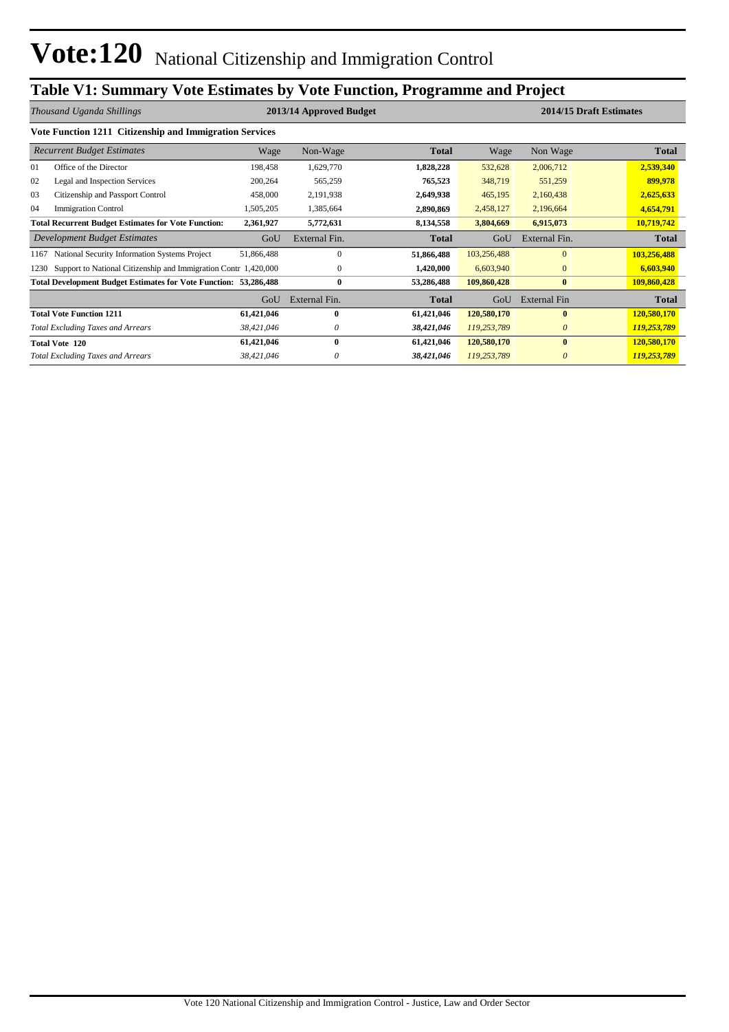# Vote:120 National Citizenship and Immigration Control

## Table V1: Summary Vote Estimates by Vote Function, Programme and Project

| *Thousand Uganda Shillings* | 2013/14 Approved Budget | | | 2014/15 Draft Estimates | | |
|---|---|---|---|---|---|---|
| **Vote Function 1211 Citizenship and Immigration Services** | | | | | | |
| *Recurrent Budget Estimates* | Wage | Non-Wage | **Total** | Wage | Non Wage | **Total** |
| 01 Office of the Director | 198,458 | 1,629,770 | **1,828,228** | 532,628 | 2,006,712 | **2,539,340** |
| 02 Legal and Inspection Services | 200,264 | 565,259 | **765,523** | 348,719 | 551,259 | **899,978** |
| 03 Citizenship and Passport Control | 458,000 | 2,191,938 | **2,649,938** | 465,195 | 2,160,438 | **2,625,633** |
| 04 Immigration Control | 1,505,205 | 1,385,664 | **2,890,869** | 2,458,127 | 2,196,664 | **4,654,791** |
| **Total Recurrent Budget Estimates for Vote Function:** | **2,361,927** | **5,772,631** | **8,134,558** | **3,804,669** | **6,915,073** | **10,719,742** |
| *Development Budget Estimates* | GoU | External Fin. | **Total** | GoU | External Fin. | **Total** |
| 1167 National Security Information Systems Project | 51,866,488 | 0 | **51,866,488** | 103,256,488 | 0 | **103,256,488** |
| 1230 Support to National Citizenship and Immigration Contr | 1,420,000 | 0 | **1,420,000** | 6,603,940 | 0 | **6,603,940** |
| **Total Development Budget Estimates for Vote Function:** | **53,286,488** | **0** | **53,286,488** | **109,860,428** | **0** | **109,860,428** |
| | GoU | External Fin. | **Total** | GoU | External Fin | **Total** |
| **Total Vote Function 1211** | **61,421,046** | **0** | **61,421,046** | **120,580,170** | **0** | **120,580,170** |
| *Total Excluding Taxes and Arrears* | *38,421,046* | *0* | ***38,421,046*** | *119,253,789* | *0* | ***119,253,789*** |
| **Total Vote 120** | **61,421,046** | **0** | **61,421,046** | **120,580,170** | **0** | **120,580,170** |
| *Total Excluding Taxes and Arrears* | *38,421,046* | *0* | ***38,421,046*** | *119,253,789* | *0* | ***119,253,789*** |

Vote 120 National Citizenship and Immigration Control - Justice, Law and Order Sector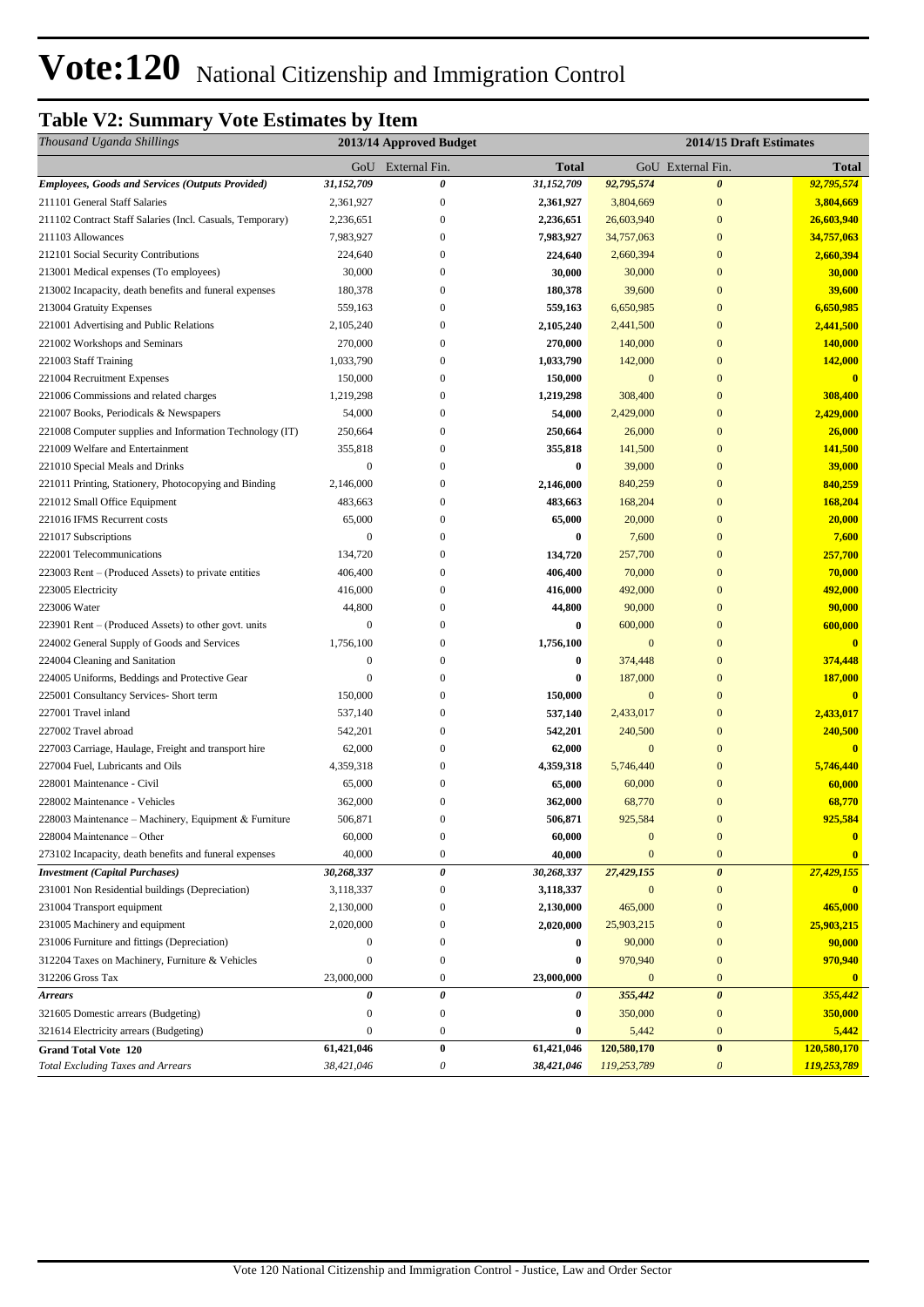# Vote:120 National Citizenship and Immigration Control

## Table V2: Summary Vote Estimates by Item

| *Thousand Uganda Shillings* | 2013/14 Approved Budget | | | 2014/15 Draft Estimates | | |
|---|---|---|---|---|---|---|
| | GoU | External Fin. | Total | GoU | External Fin. | Total |
| ***Employees, Goods and Services (Outputs Provided)*** | ***31,152,709*** | ***0*** | ***31,152,709*** | ***92,795,574*** | ***0*** | ***92,795,574*** |
| 211101 General Staff Salaries | 2,361,927 | 0 | **2,361,927** | 3,804,669 | 0 | **3,804,669** |
| 211102 Contract Staff Salaries (Incl. Casuals, Temporary) | 2,236,651 | 0 | **2,236,651** | 26,603,940 | 0 | **26,603,940** |
| 211103 Allowances | 7,983,927 | 0 | **7,983,927** | 34,757,063 | 0 | **34,757,063** |
| 212101 Social Security Contributions | 224,640 | 0 | **224,640** | 2,660,394 | 0 | **2,660,394** |
| 213001 Medical expenses (To employees) | 30,000 | 0 | **30,000** | 30,000 | 0 | **30,000** |
| 213002 Incapacity, death benefits and funeral expenses | 180,378 | 0 | **180,378** | 39,600 | 0 | **39,600** |
| 213004 Gratuity Expenses | 559,163 | 0 | **559,163** | 6,650,985 | 0 | **6,650,985** |
| 221001 Advertising and Public Relations | 2,105,240 | 0 | **2,105,240** | 2,441,500 | 0 | **2,441,500** |
| 221002 Workshops and Seminars | 270,000 | 0 | **270,000** | 140,000 | 0 | **140,000** |
| 221003 Staff Training | 1,033,790 | 0 | **1,033,790** | 142,000 | 0 | **142,000** |
| 221004 Recruitment Expenses | 150,000 | 0 | **150,000** | 0 | 0 | **0** |
| 221006 Commissions and related charges | 1,219,298 | 0 | **1,219,298** | 308,400 | 0 | **308,400** |
| 221007 Books, Periodicals & Newspapers | 54,000 | 0 | **54,000** | 2,429,000 | 0 | **2,429,000** |
| 221008 Computer supplies and Information Technology (IT) | 250,664 | 0 | **250,664** | 26,000 | 0 | **26,000** |
| 221009 Welfare and Entertainment | 355,818 | 0 | **355,818** | 141,500 | 0 | **141,500** |
| 221010 Special Meals and Drinks | 0 | 0 | **0** | 39,000 | 0 | **39,000** |
| 221011 Printing, Stationery, Photocopying and Binding | 2,146,000 | 0 | **2,146,000** | 840,259 | 0 | **840,259** |
| 221012 Small Office Equipment | 483,663 | 0 | **483,663** | 168,204 | 0 | **168,204** |
| 221016 IFMS Recurrent costs | 65,000 | 0 | **65,000** | 20,000 | 0 | **20,000** |
| 221017 Subscriptions | 0 | 0 | **0** | 7,600 | 0 | **7,600** |
| 222001 Telecommunications | 134,720 | 0 | **134,720** | 257,700 | 0 | **257,700** |
| 223003 Rent – (Produced Assets) to private entities | 406,400 | 0 | **406,400** | 70,000 | 0 | **70,000** |
| 223005 Electricity | 416,000 | 0 | **416,000** | 492,000 | 0 | **492,000** |
| 223006 Water | 44,800 | 0 | **44,800** | 90,000 | 0 | **90,000** |
| 223901 Rent – (Produced Assets) to other govt. units | 0 | 0 | **0** | 600,000 | 0 | **600,000** |
| 224002 General Supply of Goods and Services | 1,756,100 | 0 | **1,756,100** | 0 | 0 | **0** |
| 224004 Cleaning and Sanitation | 0 | 0 | **0** | 374,448 | 0 | **374,448** |
| 224005 Uniforms, Beddings and Protective Gear | 0 | 0 | **0** | 187,000 | 0 | **187,000** |
| 225001 Consultancy Services- Short term | 150,000 | 0 | **150,000** | 0 | 0 | **0** |
| 227001 Travel inland | 537,140 | 0 | **537,140** | 2,433,017 | 0 | **2,433,017** |
| 227002 Travel abroad | 542,201 | 0 | **542,201** | 240,500 | 0 | **240,500** |
| 227003 Carriage, Haulage, Freight and transport hire | 62,000 | 0 | **62,000** | 0 | 0 | **0** |
| 227004 Fuel, Lubricants and Oils | 4,359,318 | 0 | **4,359,318** | 5,746,440 | 0 | **5,746,440** |
| 228001 Maintenance - Civil | 65,000 | 0 | **65,000** | 60,000 | 0 | **60,000** |
| 228002 Maintenance - Vehicles | 362,000 | 0 | **362,000** | 68,770 | 0 | **68,770** |
| 228003 Maintenance – Machinery, Equipment & Furniture | 506,871 | 0 | **506,871** | 925,584 | 0 | **925,584** |
| 228004 Maintenance – Other | 60,000 | 0 | **60,000** | 0 | 0 | **0** |
| 273102 Incapacity, death benefits and funeral expenses | 40,000 | 0 | **40,000** | 0 | 0 | **0** |
| ***Investment (Capital Purchases)*** | ***30,268,337*** | ***0*** | ***30,268,337*** | ***27,429,155*** | ***0*** | ***27,429,155*** |
| 231001 Non Residential buildings (Depreciation) | 3,118,337 | 0 | **3,118,337** | 0 | 0 | **0** |
| 231004 Transport equipment | 2,130,000 | 0 | **2,130,000** | 465,000 | 0 | **465,000** |
| 231005 Machinery and equipment | 2,020,000 | 0 | **2,020,000** | 25,903,215 | 0 | **25,903,215** |
| 231006 Furniture and fittings (Depreciation) | 0 | 0 | **0** | 90,000 | 0 | **90,000** |
| 312204 Taxes on Machinery, Furniture & Vehicles | 0 | 0 | **0** | 970,940 | 0 | **970,940** |
| 312206 Gross Tax | 23,000,000 | 0 | **23,000,000** | 0 | 0 | **0** |
| ***Arrears*** | ***0*** | ***0*** | ***0*** | ***355,442*** | ***0*** | ***355,442*** |
| 321605 Domestic arrears (Budgeting) | 0 | 0 | **0** | 350,000 | 0 | **350,000** |
| 321614 Electricity arrears (Budgeting) | 0 | 0 | **0** | 5,442 | 0 | **5,442** |
| **Grand Total Vote 120** | **61,421,046** | **0** | **61,421,046** | **120,580,170** | **0** | **120,580,170** |
| *Total Excluding Taxes and Arrears* | *38,421,046* | *0* | *38,421,046* | *119,253,789* | *0* | *119,253,789* |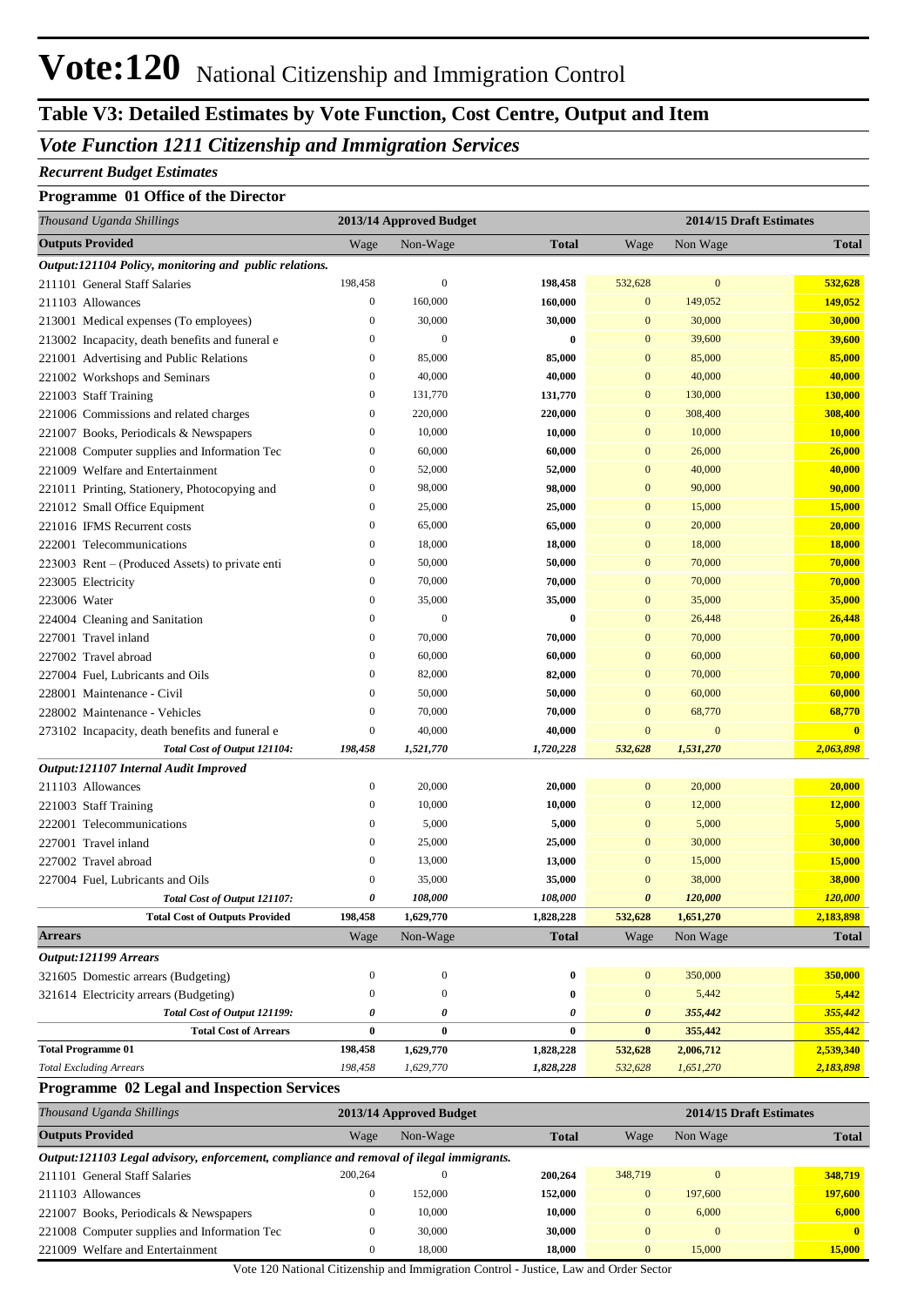# Vote:120 National Citizenship and Immigration Control

## Table V3: Detailed Estimates by Vote Function, Cost Centre, Output and Item

### *Vote Function 1211 Citizenship and Immigration Services*

***Recurrent Budget Estimates***

**Programme 01 Office of the Director**

| *Thousand Uganda Shillings* | 2013/14 Approved Budget | | | 2014/15 Draft Estimates | | |
|---|---|---|---|---|---|---|
| **Outputs Provided** | Wage | Non-Wage | **Total** | Wage | Non Wage | **Total** |
| ***Output:121104 Policy, monitoring and public relations.*** | | | | | | |
| 211101 General Staff Salaries | 198,458 | 0 | **198,458** | 532,628 | 0 | **532,628** |
| 211103 Allowances | 0 | 160,000 | **160,000** | 0 | 149,052 | **149,052** |
| 213001 Medical expenses (To employees) | 0 | 30,000 | **30,000** | 0 | 30,000 | **30,000** |
| 213002 Incapacity, death benefits and funeral e | 0 | 0 | **0** | 0 | 39,600 | **39,600** |
| 221001 Advertising and Public Relations | 0 | 85,000 | **85,000** | 0 | 85,000 | **85,000** |
| 221002 Workshops and Seminars | 0 | 40,000 | **40,000** | 0 | 40,000 | **40,000** |
| 221003 Staff Training | 0 | 131,770 | **131,770** | 0 | 130,000 | **130,000** |
| 221006 Commissions and related charges | 0 | 220,000 | **220,000** | 0 | 308,400 | **308,400** |
| 221007 Books, Periodicals & Newspapers | 0 | 10,000 | **10,000** | 0 | 10,000 | **10,000** |
| 221008 Computer supplies and Information Tec | 0 | 60,000 | **60,000** | 0 | 26,000 | **26,000** |
| 221009 Welfare and Entertainment | 0 | 52,000 | **52,000** | 0 | 40,000 | **40,000** |
| 221011 Printing, Stationery, Photocopying and | 0 | 98,000 | **98,000** | 0 | 90,000 | **90,000** |
| 221012 Small Office Equipment | 0 | 25,000 | **25,000** | 0 | 15,000 | **15,000** |
| 221016 IFMS Recurrent costs | 0 | 65,000 | **65,000** | 0 | 20,000 | **20,000** |
| 222001 Telecommunications | 0 | 18,000 | **18,000** | 0 | 18,000 | **18,000** |
| 223003 Rent – (Produced Assets) to private enti | 0 | 50,000 | **50,000** | 0 | 70,000 | **70,000** |
| 223005 Electricity | 0 | 70,000 | **70,000** | 0 | 70,000 | **70,000** |
| 223006 Water | 0 | 35,000 | **35,000** | 0 | 35,000 | **35,000** |
| 224004 Cleaning and Sanitation | 0 | 0 | **0** | 0 | 26,448 | **26,448** |
| 227001 Travel inland | 0 | 70,000 | **70,000** | 0 | 70,000 | **70,000** |
| 227002 Travel abroad | 0 | 60,000 | **60,000** | 0 | 60,000 | **60,000** |
| 227004 Fuel, Lubricants and Oils | 0 | 82,000 | **82,000** | 0 | 70,000 | **70,000** |
| 228001 Maintenance - Civil | 0 | 50,000 | **50,000** | 0 | 60,000 | **60,000** |
| 228002 Maintenance - Vehicles | 0 | 70,000 | **70,000** | 0 | 68,770 | **68,770** |
| 273102 Incapacity, death benefits and funeral e | 0 | 40,000 | **40,000** | 0 | 0 | **0** |
| ***Total Cost of Output 121104:*** | ***198,458*** | ***1,521,770*** | ***1,720,228*** | ***532,628*** | ***1,531,270*** | ***2,063,898*** |
| ***Output:121107 Internal Audit Improved*** | | | | | | |
| 211103 Allowances | 0 | 20,000 | **20,000** | 0 | 20,000 | **20,000** |
| 221003 Staff Training | 0 | 10,000 | **10,000** | 0 | 12,000 | **12,000** |
| 222001 Telecommunications | 0 | 5,000 | **5,000** | 0 | 5,000 | **5,000** |
| 227001 Travel inland | 0 | 25,000 | **25,000** | 0 | 30,000 | **30,000** |
| 227002 Travel abroad | 0 | 13,000 | **13,000** | 0 | 15,000 | **15,000** |
| 227004 Fuel, Lubricants and Oils | 0 | 35,000 | **35,000** | 0 | 38,000 | **38,000** |
| ***Total Cost of Output 121107:*** | ***0*** | ***108,000*** | ***108,000*** | ***0*** | ***120,000*** | ***120,000*** |
| **Total Cost of Outputs Provided** | **198,458** | **1,629,770** | **1,828,228** | **532,628** | **1,651,270** | **2,183,898** |
| **Arrears** | Wage | Non-Wage | **Total** | Wage | Non Wage | **Total** |
| ***Output:121199 Arrears*** | | | | | | |
| 321605 Domestic arrears (Budgeting) | 0 | 0 | **0** | 0 | 350,000 | **350,000** |
| 321614 Electricity arrears (Budgeting) | 0 | 0 | **0** | 0 | 5,442 | **5,442** |
| ***Total Cost of Output 121199:*** | ***0*** | ***0*** | ***0*** | ***0*** | ***355,442*** | ***355,442*** |
| **Total Cost of Arrears** | **0** | **0** | **0** | **0** | **355,442** | **355,442** |
| **Total Programme 01** | **198,458** | **1,629,770** | **1,828,228** | **532,628** | **2,006,712** | **2,539,340** |
| *Total Excluding Arrears* | *198,458* | *1,629,770* | *1,828,228* | *532,628* | *1,651,270* | *2,183,898* |

**Programme 02 Legal and Inspection Services**

| *Thousand Uganda Shillings* | 2013/14 Approved Budget | | | 2014/15 Draft Estimates | | |
|---|---|---|---|---|---|---|
| **Outputs Provided** | Wage | Non-Wage | **Total** | Wage | Non Wage | **Total** |
| ***Output:121103 Legal advisory, enforcement, compliance and removal of ilegal immigrants.*** | | | | | | |
| 211101 General Staff Salaries | 200,264 | 0 | **200,264** | 348,719 | 0 | **348,719** |
| 211103 Allowances | 0 | 152,000 | **152,000** | 0 | 197,600 | **197,600** |
| 221007 Books, Periodicals & Newspapers | 0 | 10,000 | **10,000** | 0 | 6,000 | **6,000** |
| 221008 Computer supplies and Information Tec | 0 | 30,000 | **30,000** | 0 | 0 | **0** |
| 221009 Welfare and Entertainment | 0 | 18,000 | **18,000** | 0 | 15,000 | **15,000** |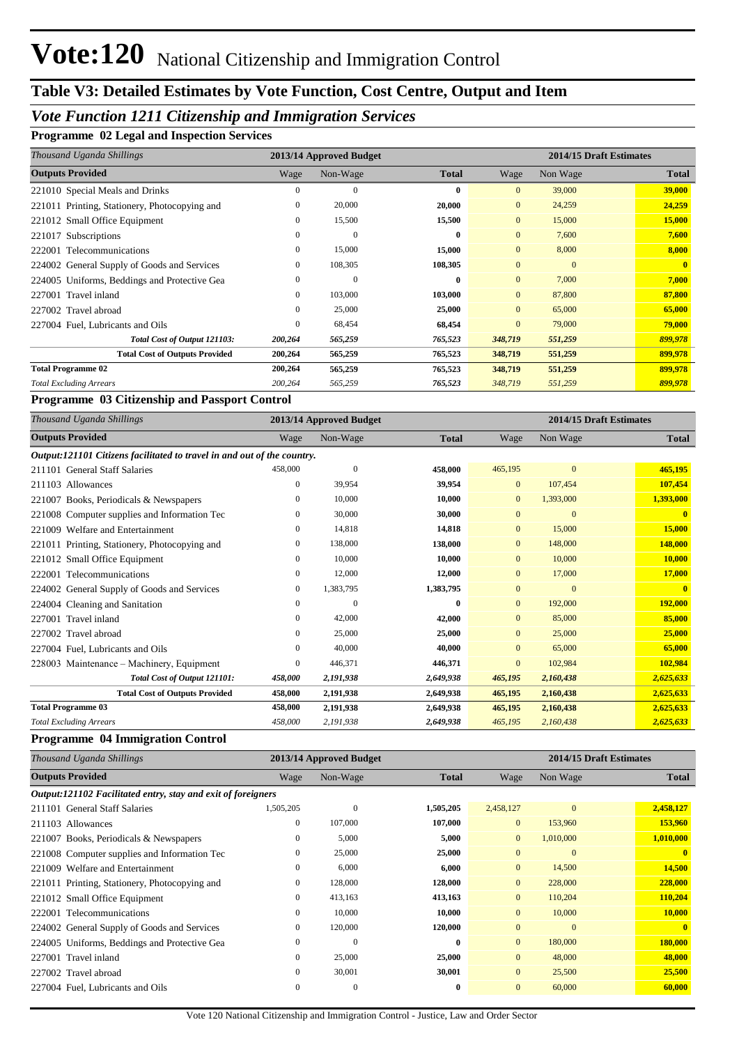# Vote:120 National Citizenship and Immigration Control

## Table V3: Detailed Estimates by Vote Function, Cost Centre, Output and Item

### *Vote Function 1211 Citizenship and Immigration Services*

**Programme 02 Legal and Inspection Services**

| *Thousand Uganda Shillings* | 2013/14 Approved Budget | | | 2014/15 Draft Estimates | | |
|---|---|---|---|---|---|---|
| **Outputs Provided** | Wage | Non-Wage | **Total** | Wage | Non Wage | **Total** |
| 221010 Special Meals and Drinks | 0 | 0 | **0** | 0 | 39,000 | **39,000** |
| 221011 Printing, Stationery, Photocopying and | 0 | 20,000 | **20,000** | 0 | 24,259 | **24,259** |
| 221012 Small Office Equipment | 0 | 15,500 | **15,500** | 0 | 15,000 | **15,000** |
| 221017 Subscriptions | 0 | 0 | **0** | 0 | 7,600 | **7,600** |
| 222001 Telecommunications | 0 | 15,000 | **15,000** | 0 | 8,000 | **8,000** |
| 224002 General Supply of Goods and Services | 0 | 108,305 | **108,305** | 0 | 0 | **0** |
| 224005 Uniforms, Beddings and Protective Gea | 0 | 0 | **0** | 0 | 7,000 | **7,000** |
| 227001 Travel inland | 0 | 103,000 | **103,000** | 0 | 87,800 | **87,800** |
| 227002 Travel abroad | 0 | 25,000 | **25,000** | 0 | 65,000 | **65,000** |
| 227004 Fuel, Lubricants and Oils | 0 | 68,454 | **68,454** | 0 | 79,000 | **79,000** |
| ***Total Cost of Output 121103:*** | ***200,264*** | ***565,259*** | ***765,523*** | ***348,719*** | ***551,259*** | ***899,978*** |
| **Total Cost of Outputs Provided** | **200,264** | **565,259** | **765,523** | **348,719** | **551,259** | **899,978** |
| **Total Programme 02** | **200,264** | **565,259** | **765,523** | **348,719** | **551,259** | **899,978** |
| *Total Excluding Arrears* | *200,264* | *565,259* | *765,523* | *348,719* | *551,259* | *899,978* |

**Programme 03 Citizenship and Passport Control**

| *Thousand Uganda Shillings* | 2013/14 Approved Budget | | | 2014/15 Draft Estimates | | |
|---|---|---|---|---|---|---|
| **Outputs Provided** | Wage | Non-Wage | **Total** | Wage | Non Wage | **Total** |
| ***Output:121101 Citizens facilitated to travel in and out of the country.*** | | | | | | |
| 211101 General Staff Salaries | 458,000 | 0 | **458,000** | 465,195 | 0 | **465,195** |
| 211103 Allowances | 0 | 39,954 | **39,954** | 0 | 107,454 | **107,454** |
| 221007 Books, Periodicals & Newspapers | 0 | 10,000 | **10,000** | 0 | 1,393,000 | **1,393,000** |
| 221008 Computer supplies and Information Tec | 0 | 30,000 | **30,000** | 0 | 0 | **0** |
| 221009 Welfare and Entertainment | 0 | 14,818 | **14,818** | 0 | 15,000 | **15,000** |
| 221011 Printing, Stationery, Photocopying and | 0 | 138,000 | **138,000** | 0 | 148,000 | **148,000** |
| 221012 Small Office Equipment | 0 | 10,000 | **10,000** | 0 | 10,000 | **10,000** |
| 222001 Telecommunications | 0 | 12,000 | **12,000** | 0 | 17,000 | **17,000** |
| 224002 General Supply of Goods and Services | 0 | 1,383,795 | **1,383,795** | 0 | 0 | **0** |
| 224004 Cleaning and Sanitation | 0 | 0 | **0** | 0 | 192,000 | **192,000** |
| 227001 Travel inland | 0 | 42,000 | **42,000** | 0 | 85,000 | **85,000** |
| 227002 Travel abroad | 0 | 25,000 | **25,000** | 0 | 25,000 | **25,000** |
| 227004 Fuel, Lubricants and Oils | 0 | 40,000 | **40,000** | 0 | 65,000 | **65,000** |
| 228003 Maintenance – Machinery, Equipment | 0 | 446,371 | **446,371** | 0 | 102,984 | **102,984** |
| ***Total Cost of Output 121101:*** | ***458,000*** | ***2,191,938*** | ***2,649,938*** | ***465,195*** | ***2,160,438*** | ***2,625,633*** |
| **Total Cost of Outputs Provided** | **458,000** | **2,191,938** | **2,649,938** | **465,195** | **2,160,438** | **2,625,633** |
| **Total Programme 03** | **458,000** | **2,191,938** | **2,649,938** | **465,195** | **2,160,438** | **2,625,633** |
| *Total Excluding Arrears* | *458,000* | *2,191,938* | *2,649,938* | *465,195* | *2,160,438* | *2,625,633* |

**Programme 04 Immigration Control**

| *Thousand Uganda Shillings* | 2013/14 Approved Budget | | | 2014/15 Draft Estimates | | |
|---|---|---|---|---|---|---|
| **Outputs Provided** | Wage | Non-Wage | **Total** | Wage | Non Wage | **Total** |
| ***Output:121102 Facilitated entry, stay and exit of foreigners*** | | | | | | |
| 211101 General Staff Salaries | 1,505,205 | 0 | **1,505,205** | 2,458,127 | 0 | **2,458,127** |
| 211103 Allowances | 0 | 107,000 | **107,000** | 0 | 153,960 | **153,960** |
| 221007 Books, Periodicals & Newspapers | 0 | 5,000 | **5,000** | 0 | 1,010,000 | **1,010,000** |
| 221008 Computer supplies and Information Tec | 0 | 25,000 | **25,000** | 0 | 0 | **0** |
| 221009 Welfare and Entertainment | 0 | 6,000 | **6,000** | 0 | 14,500 | **14,500** |
| 221011 Printing, Stationery, Photocopying and | 0 | 128,000 | **128,000** | 0 | 228,000 | **228,000** |
| 221012 Small Office Equipment | 0 | 413,163 | **413,163** | 0 | 110,204 | **110,204** |
| 222001 Telecommunications | 0 | 10,000 | **10,000** | 0 | 10,000 | **10,000** |
| 224002 General Supply of Goods and Services | 0 | 120,000 | **120,000** | 0 | 0 | **0** |
| 224005 Uniforms, Beddings and Protective Gea | 0 | 0 | **0** | 0 | 180,000 | **180,000** |
| 227001 Travel inland | 0 | 25,000 | **25,000** | 0 | 48,000 | **48,000** |
| 227002 Travel abroad | 0 | 30,001 | **30,001** | 0 | 25,500 | **25,500** |
| 227004 Fuel, Lubricants and Oils | 0 | 0 | **0** | 0 | 60,000 | **60,000** |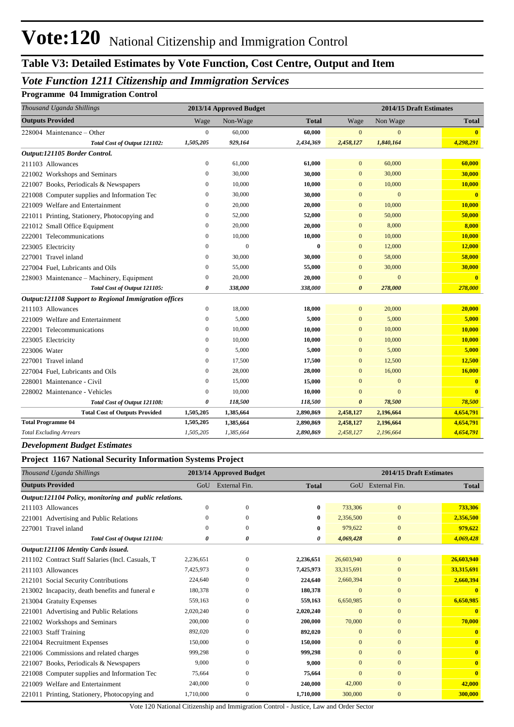# Vote:120 National Citizenship and Immigration Control

## Table V3: Detailed Estimates by Vote Function, Cost Centre, Output and Item

### *Vote Function 1211 Citizenship and Immigration Services*

**Programme 04 Immigration Control**

| *Thousand Uganda Shillings* | 2013/14 Approved Budget | | | 2014/15 Draft Estimates | | |
|---|---|---|---|---|---|---|
| **Outputs Provided** | Wage | Non-Wage | **Total** | Wage | Non Wage | **Total** |
| 228004 Maintenance – Other | 0 | 60,000 | **60,000** | 0 | 0 | **0** |
| ***Total Cost of Output 121102:*** | ***1,505,205*** | ***929,164*** | ***2,434,369*** | ***2,458,127*** | ***1,840,164*** | ***4,298,291*** |
| ***Output:121105 Border Control.*** | | | | | | |
| 211103 Allowances | 0 | 61,000 | **61,000** | 0 | 60,000 | **60,000** |
| 221002 Workshops and Seminars | 0 | 30,000 | **30,000** | 0 | 30,000 | **30,000** |
| 221007 Books, Periodicals & Newspapers | 0 | 10,000 | **10,000** | 0 | 10,000 | **10,000** |
| 221008 Computer supplies and Information Tec | 0 | 30,000 | **30,000** | 0 | 0 | **0** |
| 221009 Welfare and Entertainment | 0 | 20,000 | **20,000** | 0 | 10,000 | **10,000** |
| 221011 Printing, Stationery, Photocopying and | 0 | 52,000 | **52,000** | 0 | 50,000 | **50,000** |
| 221012 Small Office Equipment | 0 | 20,000 | **20,000** | 0 | 8,000 | **8,000** |
| 222001 Telecommunications | 0 | 10,000 | **10,000** | 0 | 10,000 | **10,000** |
| 223005 Electricity | 0 | 0 | **0** | 0 | 12,000 | **12,000** |
| 227001 Travel inland | 0 | 30,000 | **30,000** | 0 | 58,000 | **58,000** |
| 227004 Fuel, Lubricants and Oils | 0 | 55,000 | **55,000** | 0 | 30,000 | **30,000** |
| 228003 Maintenance – Machinery, Equipment | 0 | 20,000 | **20,000** | 0 | 0 | **0** |
| ***Total Cost of Output 121105:*** | ***0*** | ***338,000*** | ***338,000*** | ***0*** | ***278,000*** | ***278,000*** |
| ***Output:121108 Support to Regional Immigration offices*** | | | | | | |
| 211103 Allowances | 0 | 18,000 | **18,000** | 0 | 20,000 | **20,000** |
| 221009 Welfare and Entertainment | 0 | 5,000 | **5,000** | 0 | 5,000 | **5,000** |
| 222001 Telecommunications | 0 | 10,000 | **10,000** | 0 | 10,000 | **10,000** |
| 223005 Electricity | 0 | 10,000 | **10,000** | 0 | 10,000 | **10,000** |
| 223006 Water | 0 | 5,000 | **5,000** | 0 | 5,000 | **5,000** |
| 227001 Travel inland | 0 | 17,500 | **17,500** | 0 | 12,500 | **12,500** |
| 227004 Fuel, Lubricants and Oils | 0 | 28,000 | **28,000** | 0 | 16,000 | **16,000** |
| 228001 Maintenance - Civil | 0 | 15,000 | **15,000** | 0 | 0 | **0** |
| 228002 Maintenance - Vehicles | 0 | 10,000 | **10,000** | 0 | 0 | **0** |
| ***Total Cost of Output 121108:*** | ***0*** | ***118,500*** | ***118,500*** | ***0*** | ***78,500*** | ***78,500*** |
| **Total Cost of Outputs Provided** | **1,505,205** | **1,385,664** | **2,890,869** | **2,458,127** | **2,196,664** | **4,654,791** |
| **Total Programme 04** | **1,505,205** | **1,385,664** | **2,890,869** | **2,458,127** | **2,196,664** | **4,654,791** |
| *Total Excluding Arrears* | *1,505,205* | *1,385,664* | *2,890,869* | *2,458,127* | *2,196,664* | *4,654,791* |

### *Development Budget Estimates*

**Project 1167 National Security Information Systems Project**

| *Thousand Uganda Shillings* | 2013/14 Approved Budget | | | 2014/15 Draft Estimates | | |
|---|---|---|---|---|---|---|
| **Outputs Provided** | GoU | External Fin. | **Total** | GoU | External Fin. | **Total** |
| ***Output:121104 Policy, monitoring and public relations.*** | | | | | | |
| 211103 Allowances | 0 | 0 | **0** | 733,306 | 0 | **733,306** |
| 221001 Advertising and Public Relations | 0 | 0 | **0** | 2,356,500 | 0 | **2,356,500** |
| 227001 Travel inland | 0 | 0 | **0** | 979,622 | 0 | **979,622** |
| ***Total Cost of Output 121104:*** | ***0*** | ***0*** | ***0*** | ***4,069,428*** | ***0*** | ***4,069,428*** |
| ***Output:121106 Identity Cards issued.*** | | | | | | |
| 211102 Contract Staff Salaries (Incl. Casuals, T | 2,236,651 | 0 | **2,236,651** | 26,603,940 | 0 | **26,603,940** |
| 211103 Allowances | 7,425,973 | 0 | **7,425,973** | 33,315,691 | 0 | **33,315,691** |
| 212101 Social Security Contributions | 224,640 | 0 | **224,640** | 2,660,394 | 0 | **2,660,394** |
| 213002 Incapacity, death benefits and funeral e | 180,378 | 0 | **180,378** | 0 | 0 | **0** |
| 213004 Gratuity Expenses | 559,163 | 0 | **559,163** | 6,650,985 | 0 | **6,650,985** |
| 221001 Advertising and Public Relations | 2,020,240 | 0 | **2,020,240** | 0 | 0 | **0** |
| 221002 Workshops and Seminars | 200,000 | 0 | **200,000** | 70,000 | 0 | **70,000** |
| 221003 Staff Training | 892,020 | 0 | **892,020** | 0 | 0 | **0** |
| 221004 Recruitment Expenses | 150,000 | 0 | **150,000** | 0 | 0 | **0** |
| 221006 Commissions and related charges | 999,298 | 0 | **999,298** | 0 | 0 | **0** |
| 221007 Books, Periodicals & Newspapers | 9,000 | 0 | **9,000** | 0 | 0 | **0** |
| 221008 Computer supplies and Information Tec | 75,664 | 0 | **75,664** | 0 | 0 | **0** |
| 221009 Welfare and Entertainment | 240,000 | 0 | **240,000** | 42,000 | 0 | **42,000** |
| 221011 Printing, Stationery, Photocopying and | 1,710,000 | 0 | **1,710,000** | 300,000 | 0 | **300,000** |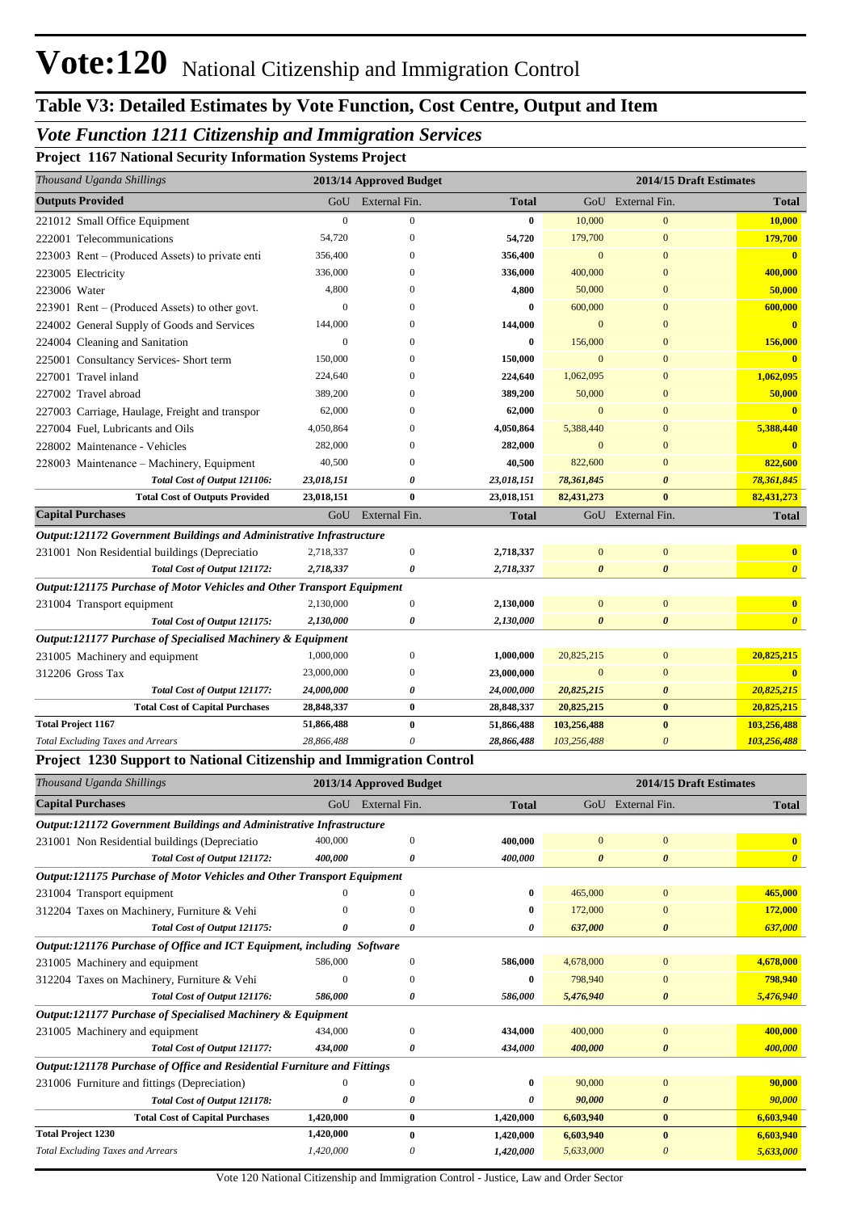# Vote:120 National Citizenship and Immigration Control

## Table V3: Detailed Estimates by Vote Function, Cost Centre, Output and Item

### *Vote Function 1211 Citizenship and Immigration Services*

**Project 1167 National Security Information Systems Project**

| *Thousand Uganda Shillings* | 2013/14 Approved Budget | | | 2014/15 Draft Estimates | | |
|---|---|---|---|---|---|---|
| **Outputs Provided** | GoU | External Fin. | **Total** | GoU | External Fin. | **Total** |
| 221012 Small Office Equipment | 0 | 0 | **0** | 10,000 | 0 | **10,000** |
| 222001 Telecommunications | 54,720 | 0 | **54,720** | 179,700 | 0 | **179,700** |
| 223003 Rent – (Produced Assets) to private enti | 356,400 | 0 | **356,400** | 0 | 0 | **0** |
| 223005 Electricity | 336,000 | 0 | **336,000** | 400,000 | 0 | **400,000** |
| 223006 Water | 4,800 | 0 | **4,800** | 50,000 | 0 | **50,000** |
| 223901 Rent – (Produced Assets) to other govt. | 0 | 0 | **0** | 600,000 | 0 | **600,000** |
| 224002 General Supply of Goods and Services | 144,000 | 0 | **144,000** | 0 | 0 | **0** |
| 224004 Cleaning and Sanitation | 0 | 0 | **0** | 156,000 | 0 | **156,000** |
| 225001 Consultancy Services- Short term | 150,000 | 0 | **150,000** | 0 | 0 | **0** |
| 227001 Travel inland | 224,640 | 0 | **224,640** | 1,062,095 | 0 | **1,062,095** |
| 227002 Travel abroad | 389,200 | 0 | **389,200** | 50,000 | 0 | **50,000** |
| 227003 Carriage, Haulage, Freight and transpor | 62,000 | 0 | **62,000** | 0 | 0 | **0** |
| 227004 Fuel, Lubricants and Oils | 4,050,864 | 0 | **4,050,864** | 5,388,440 | 0 | **5,388,440** |
| 228002 Maintenance - Vehicles | 282,000 | 0 | **282,000** | 0 | 0 | **0** |
| 228003 Maintenance – Machinery, Equipment | 40,500 | 0 | **40,500** | 822,600 | 0 | **822,600** |
| ***Total Cost of Output 121106:*** | ***23,018,151*** | ***0*** | ***23,018,151*** | ***78,361,845*** | ***0*** | ***78,361,845*** |
| **Total Cost of Outputs Provided** | **23,018,151** | **0** | **23,018,151** | **82,431,273** | **0** | **82,431,273** |
| **Capital Purchases** | GoU | External Fin. | **Total** | GoU | External Fin. | **Total** |
| ***Output:121172 Government Buildings and Administrative Infrastructure*** | | | | | | |
| 231001 Non Residential buildings (Depreciatio | 2,718,337 | 0 | **2,718,337** | 0 | 0 | **0** |
| ***Total Cost of Output 121172:*** | ***2,718,337*** | ***0*** | ***2,718,337*** | ***0*** | ***0*** | ***0*** |
| ***Output:121175 Purchase of Motor Vehicles and Other Transport Equipment*** | | | | | | |
| 231004 Transport equipment | 2,130,000 | 0 | **2,130,000** | 0 | 0 | **0** |
| ***Total Cost of Output 121175:*** | ***2,130,000*** | ***0*** | ***2,130,000*** | ***0*** | ***0*** | ***0*** |
| ***Output:121177 Purchase of Specialised Machinery & Equipment*** | | | | | | |
| 231005 Machinery and equipment | 1,000,000 | 0 | **1,000,000** | 20,825,215 | 0 | **20,825,215** |
| 312206 Gross Tax | 23,000,000 | 0 | **23,000,000** | 0 | 0 | **0** |
| ***Total Cost of Output 121177:*** | ***24,000,000*** | ***0*** | ***24,000,000*** | ***20,825,215*** | ***0*** | ***20,825,215*** |
| **Total Cost of Capital Purchases** | **28,848,337** | **0** | **28,848,337** | **20,825,215** | **0** | **20,825,215** |
| **Total Project 1167** | **51,866,488** | **0** | **51,866,488** | **103,256,488** | **0** | **103,256,488** |
| *Total Excluding Taxes and Arrears* | *28,866,488* | *0* | ***28,866,488*** | *103,256,488* | *0* | ***103,256,488*** |

**Project 1230 Support to National Citizenship and Immigration Control**

| *Thousand Uganda Shillings* | 2013/14 Approved Budget | | | 2014/15 Draft Estimates | | |
|---|---|---|---|---|---|---|
| **Capital Purchases** | GoU | External Fin. | **Total** | GoU | External Fin. | **Total** |
| ***Output:121172 Government Buildings and Administrative Infrastructure*** | | | | | | |
| 231001 Non Residential buildings (Depreciatio | 400,000 | 0 | **400,000** | 0 | 0 | **0** |
| ***Total Cost of Output 121172:*** | ***400,000*** | ***0*** | ***400,000*** | ***0*** | ***0*** | ***0*** |
| ***Output:121175 Purchase of Motor Vehicles and Other Transport Equipment*** | | | | | | |
| 231004 Transport equipment | 0 | 0 | **0** | 465,000 | 0 | **465,000** |
| 312204 Taxes on Machinery, Furniture & Vehi | 0 | 0 | **0** | 172,000 | 0 | **172,000** |
| ***Total Cost of Output 121175:*** | ***0*** | ***0*** | ***0*** | ***637,000*** | ***0*** | ***637,000*** |
| ***Output:121176 Purchase of Office and ICT Equipment, including Software*** | | | | | | |
| 231005 Machinery and equipment | 586,000 | 0 | **586,000** | 4,678,000 | 0 | **4,678,000** |
| 312204 Taxes on Machinery, Furniture & Vehi | 0 | 0 | **0** | 798,940 | 0 | **798,940** |
| ***Total Cost of Output 121176:*** | ***586,000*** | ***0*** | ***586,000*** | ***5,476,940*** | ***0*** | ***5,476,940*** |
| ***Output:121177 Purchase of Specialised Machinery & Equipment*** | | | | | | |
| 231005 Machinery and equipment | 434,000 | 0 | **434,000** | 400,000 | 0 | **400,000** |
| ***Total Cost of Output 121177:*** | ***434,000*** | ***0*** | ***434,000*** | ***400,000*** | ***0*** | ***400,000*** |
| ***Output:121178 Purchase of Office and Residential Furniture and Fittings*** | | | | | | |
| 231006 Furniture and fittings (Depreciation) | 0 | 0 | **0** | 90,000 | 0 | **90,000** |
| ***Total Cost of Output 121178:*** | ***0*** | ***0*** | ***0*** | ***90,000*** | ***0*** | ***90,000*** |
| **Total Cost of Capital Purchases** | **1,420,000** | **0** | **1,420,000** | **6,603,940** | **0** | **6,603,940** |
| **Total Project 1230** | **1,420,000** | **0** | **1,420,000** | **6,603,940** | **0** | **6,603,940** |
| *Total Excluding Taxes and Arrears* | *1,420,000* | *0* | ***1,420,000*** | *5,633,000* | *0* | ***5,633,000*** |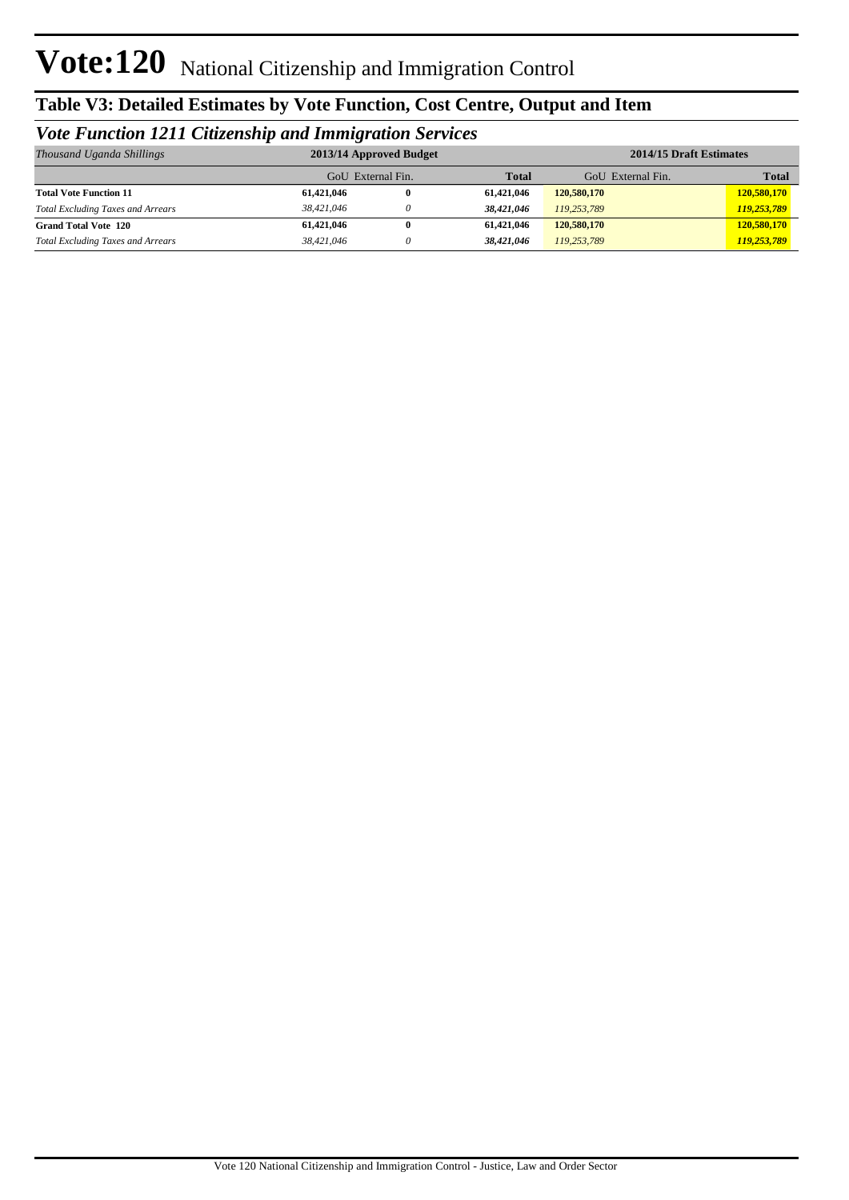# Vote:120 National Citizenship and Immigration Control

## Table V3: Detailed Estimates by Vote Function, Cost Centre, Output and Item

### *Vote Function 1211 Citizenship and Immigration Services*

| *Thousand Uganda Shillings* | 2013/14 Approved Budget | | | 2014/15 Draft Estimates | | |
|---|---|---|---|---|---|---|
| | GoU | External Fin. | Total | GoU | External Fin. | Total |
| **Total Vote Function 11** | **61,421,046** | **0** | **61,421,046** | **120,580,170** | | **120,580,170** |
| *Total Excluding Taxes and Arrears* | *38,421,046* | *0* | ***38,421,046*** | *119,253,789* | | ***119,253,789*** |
| **Grand Total Vote 120** | **61,421,046** | **0** | **61,421,046** | **120,580,170** | | **120,580,170** |
| *Total Excluding Taxes and Arrears* | *38,421,046* | *0* | ***38,421,046*** | *119,253,789* | | ***119,253,789*** |